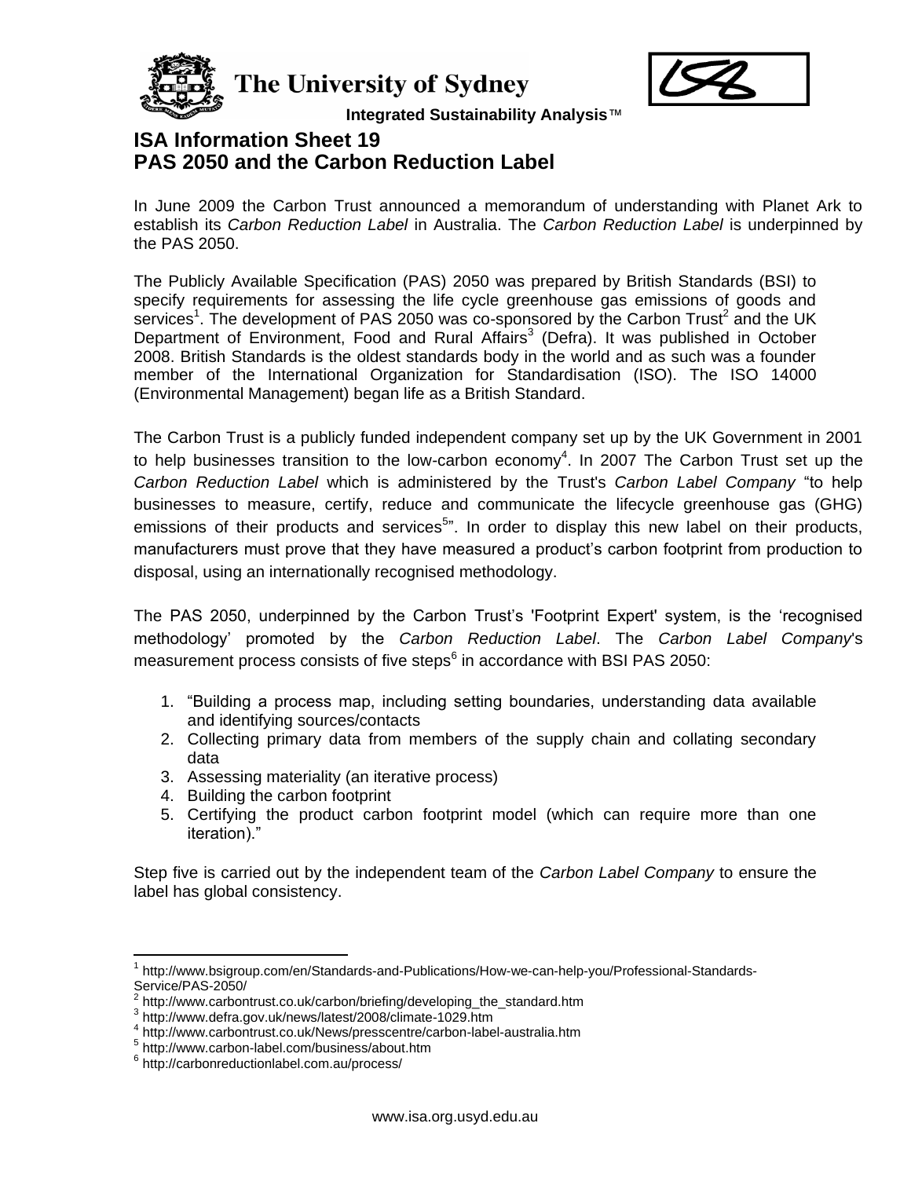The University of Sydney

Integrated Sustainability Analysis™

# ISA Information Sheet 19
# PAS 2050 and the Carbon Reduction Label

In June 2009 the Carbon Trust announced a memorandum of understanding with Planet Ark to establish its *Carbon Reduction Label* in Australia. The *Carbon Reduction Label* is underpinned by the PAS 2050.

The Publicly Available Specification (PAS) 2050 was prepared by British Standards (BSI) to specify requirements for assessing the life cycle greenhouse gas emissions of goods and services[1]. The development of PAS 2050 was co-sponsored by the Carbon Trust[2] and the UK Department of Environment, Food and Rural Affairs[3] (Defra). It was published in October 2008. British Standards is the oldest standards body in the world and as such was a founder member of the International Organization for Standardisation (ISO). The ISO 14000 (Environmental Management) began life as a British Standard.

The Carbon Trust is a publicly funded independent company set up by the UK Government in 2001 to help businesses transition to the low-carbon economy[4]. In 2007 The Carbon Trust set up the *Carbon Reduction Label* which is administered by the Trust's *Carbon Label Company* "to help businesses to measure, certify, reduce and communicate the lifecycle greenhouse gas (GHG) emissions of their products and services[5]". In order to display this new label on their products, manufacturers must prove that they have measured a product's carbon footprint from production to disposal, using an internationally recognised methodology.

The PAS 2050, underpinned by the Carbon Trust's 'Footprint Expert' system, is the 'recognised methodology' promoted by the *Carbon Reduction Label*. The *Carbon Label Company*'s measurement process consists of five steps[6] in accordance with BSI PAS 2050:

1. "Building a process map, including setting boundaries, understanding data available and identifying sources/contacts
2. Collecting primary data from members of the supply chain and collating secondary data
3. Assessing materiality (an iterative process)
4. Building the carbon footprint
5. Certifying the product carbon footprint model (which can require more than one iteration)."

Step five is carried out by the independent team of the *Carbon Label Company* to ensure the label has global consistency.

---

[1] http://www.bsigroup.com/en/Standards-and-Publications/How-we-can-help-you/Professional-Standards-Service/PAS-2050/

[2] http://www.carbontrust.co.uk/carbon/briefing/developing_the_standard.htm

[3] http://www.defra.gov.uk/news/latest/2008/climate-1029.htm

[4] http://www.carbontrust.co.uk/News/presscentre/carbon-label-australia.htm

[5] http://www.carbon-label.com/business/about.htm

[6] http://carbonreductionlabel.com.au/process/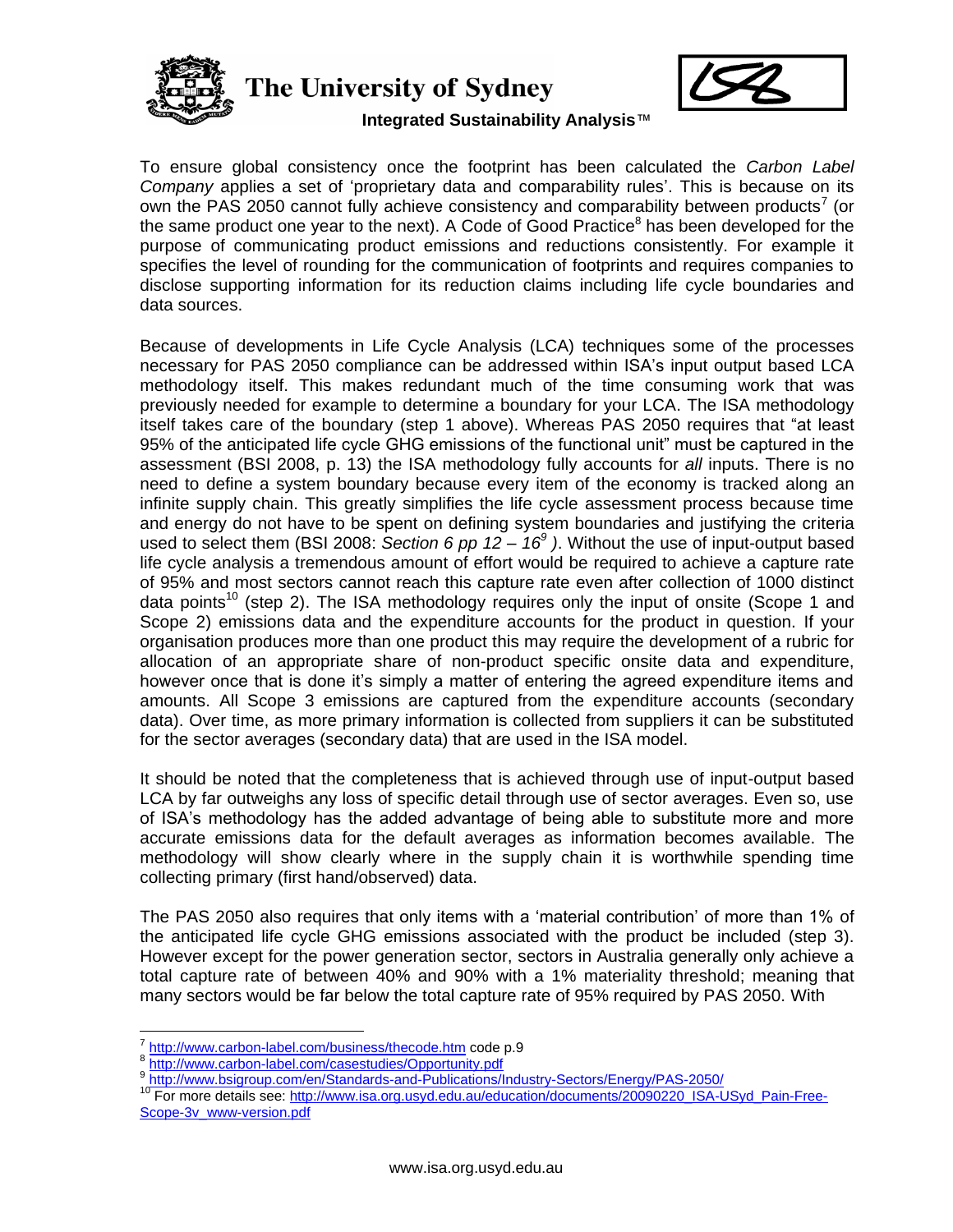To ensure global consistency once the footprint has been calculated the *Carbon Label Company* applies a set of 'proprietary data and comparability rules'. This is because on its own the PAS 2050 cannot fully achieve consistency and comparability between products[7] (or the same product one year to the next). A Code of Good Practice[8] has been developed for the purpose of communicating product emissions and reductions consistently. For example it specifies the level of rounding for the communication of footprints and requires companies to disclose supporting information for its reduction claims including life cycle boundaries and data sources.

Because of developments in Life Cycle Analysis (LCA) techniques some of the processes necessary for PAS 2050 compliance can be addressed within ISA's input output based LCA methodology itself. This makes redundant much of the time consuming work that was previously needed for example to determine a boundary for your LCA. The ISA methodology itself takes care of the boundary (step 1 above). Whereas PAS 2050 requires that "at least 95% of the anticipated life cycle GHG emissions of the functional unit" must be captured in the assessment (BSI 2008, p. 13) the ISA methodology fully accounts for *all* inputs. There is no need to define a system boundary because every item of the economy is tracked along an infinite supply chain. This greatly simplifies the life cycle assessment process because time and energy do not have to be spent on defining system boundaries and justifying the criteria used to select them (BSI 2008: *Section 6 pp 12 – 16*[9]). Without the use of input-output based life cycle analysis a tremendous amount of effort would be required to achieve a capture rate of 95% and most sectors cannot reach this capture rate even after collection of 1000 distinct data points[10] (step 2). The ISA methodology requires only the input of onsite (Scope 1 and Scope 2) emissions data and the expenditure accounts for the product in question. If your organisation produces more than one product this may require the development of a rubric for allocation of an appropriate share of non-product specific onsite data and expenditure, however once that is done it's simply a matter of entering the agreed expenditure items and amounts. All Scope 3 emissions are captured from the expenditure accounts (secondary data). Over time, as more primary information is collected from suppliers it can be substituted for the sector averages (secondary data) that are used in the ISA model.

It should be noted that the completeness that is achieved through use of input-output based LCA by far outweighs any loss of specific detail through use of sector averages. Even so, use of ISA's methodology has the added advantage of being able to substitute more and more accurate emissions data for the default averages as information becomes available. The methodology will show clearly where in the supply chain it is worthwhile spending time collecting primary (first hand/observed) data.

The PAS 2050 also requires that only items with a 'material contribution' of more than 1% of the anticipated life cycle GHG emissions associated with the product be included (step 3). However except for the power generation sector, sectors in Australia generally only achieve a total capture rate of between 40% and 90% with a 1% materiality threshold; meaning that many sectors would be far below the total capture rate of 95% required by PAS 2050. With

---

[7] http://www.carbon-label.com/business/thecode.htm code p.9

[8] http://www.carbon-label.com/casestudies/Opportunity.pdf

[9] http://www.bsigroup.com/en/Standards-and-Publications/Industry-Sectors/Energy/PAS-2050/

[10] For more details see: http://www.isa.org.usyd.edu.au/education/documents/20090220_ISA-USyd_Pain-Free-Scope-3v_www-version.pdf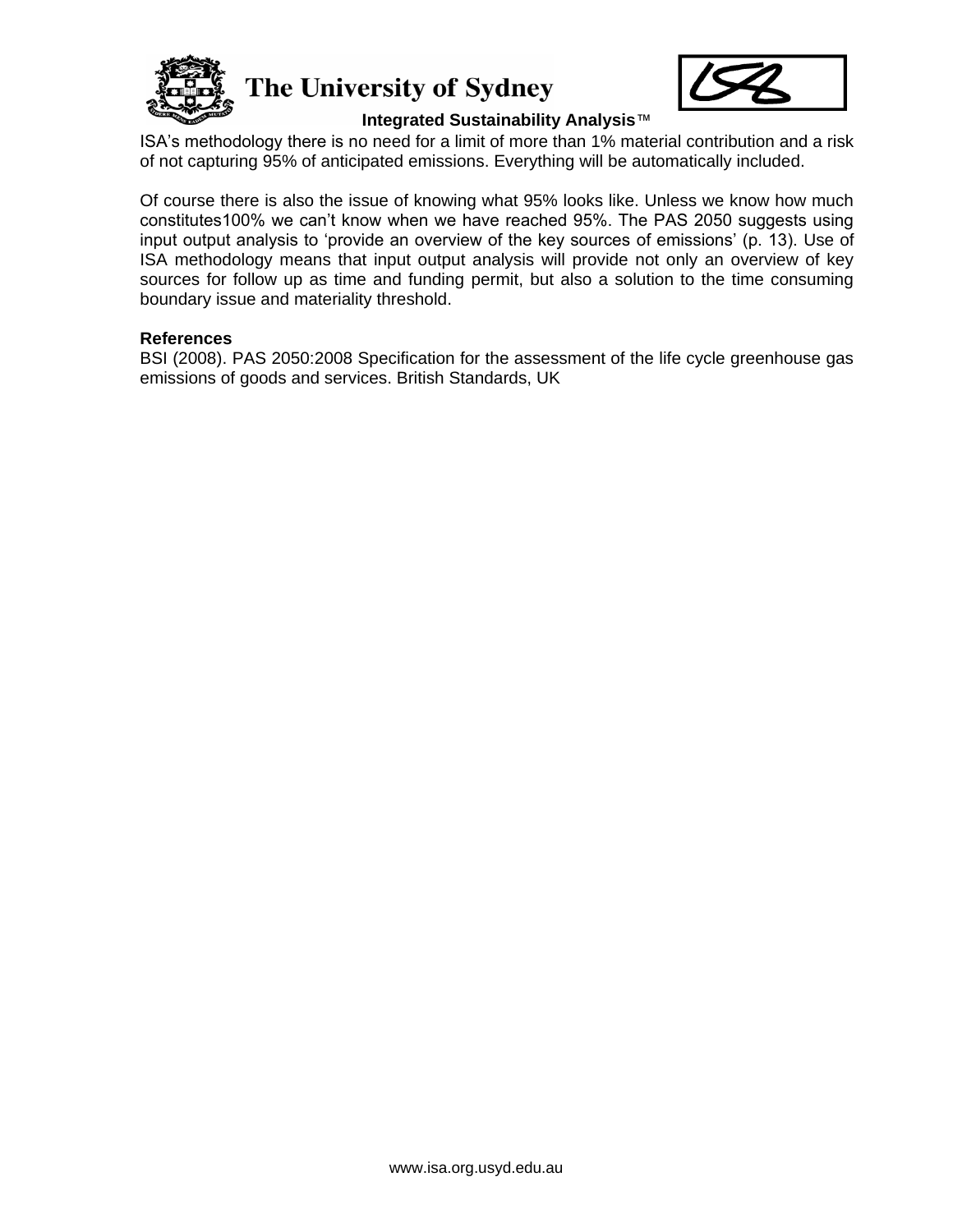ISA's methodology there is no need for a limit of more than 1% material contribution and a risk of not capturing 95% of anticipated emissions. Everything will be automatically included.

Of course there is also the issue of knowing what 95% looks like. Unless we know how much constitutes100% we can't know when we have reached 95%. The PAS 2050 suggests using input output analysis to 'provide an overview of the key sources of emissions' (p. 13). Use of ISA methodology means that input output analysis will provide not only an overview of key sources for follow up as time and funding permit, but also a solution to the time consuming boundary issue and materiality threshold.

**References**

BSI (2008). PAS 2050:2008 Specification for the assessment of the life cycle greenhouse gas emissions of goods and services. British Standards, UK